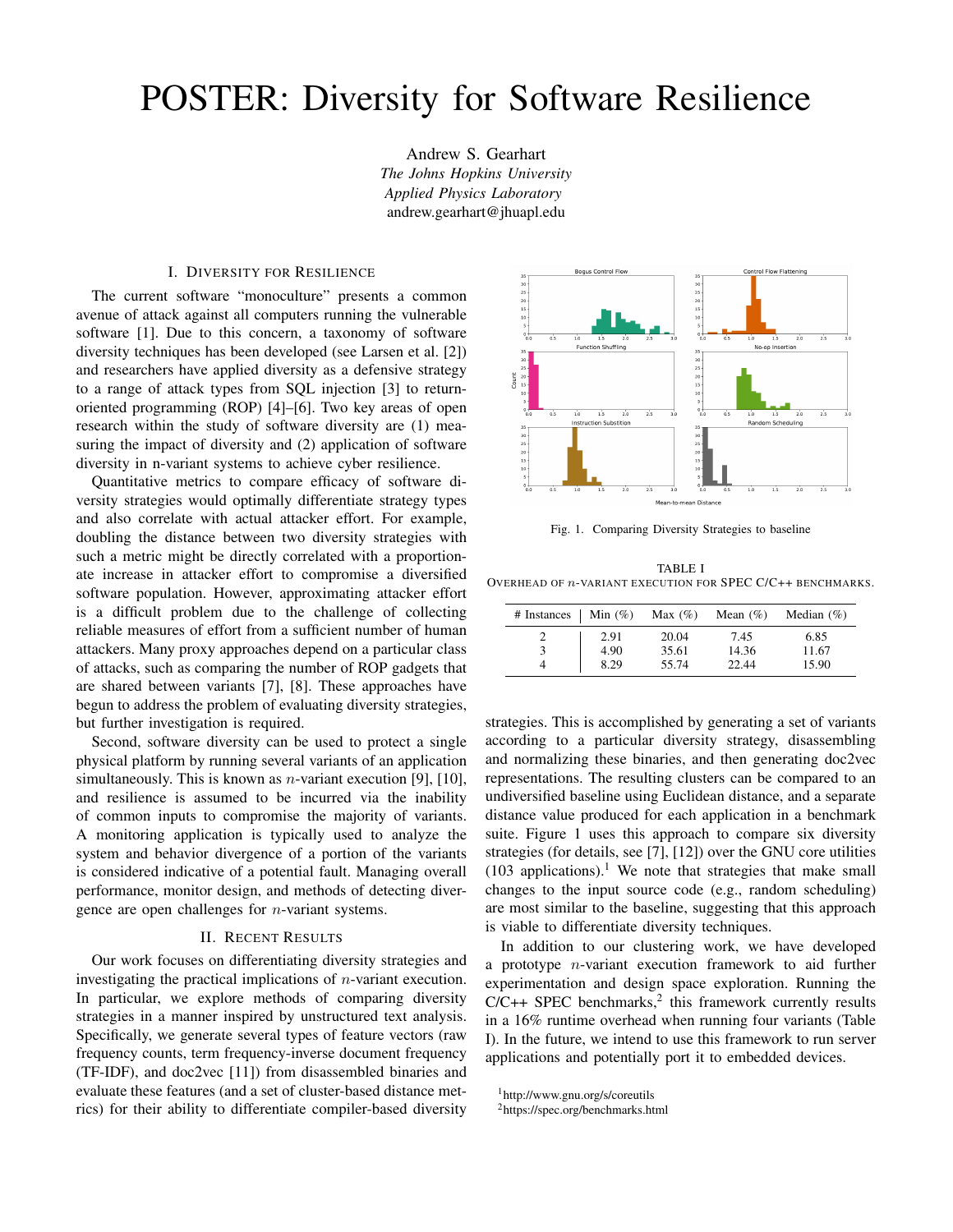# POSTER: Diversity for Software Resilience

Andrew S. Gearhart
*The Johns Hopkins University*
*Applied Physics Laboratory*
andrew.gearhart@jhuapl.edu

## I. Diversity for Resilience

The current software "monoculture" presents a common avenue of attack against all computers running the vulnerable software [1]. Due to this concern, a taxonomy of software diversity techniques has been developed (see Larsen et al. [2]) and researchers have applied diversity as a defensive strategy to a range of attack types from SQL injection [3] to return-oriented programming (ROP) [4]–[6]. Two key areas of open research within the study of software diversity are (1) measuring the impact of diversity and (2) application of software diversity in n-variant systems to achieve cyber resilience.

Quantitative metrics to compare efficacy of software diversity strategies would optimally differentiate strategy types and also correlate with actual attacker effort. For example, doubling the distance between two diversity strategies with such a metric might be directly correlated with a proportionate increase in attacker effort to compromise a diversified software population. However, approximating attacker effort is a difficult problem due to the challenge of collecting reliable measures of effort from a sufficient number of human attackers. Many proxy approaches depend on a particular class of attacks, such as comparing the number of ROP gadgets that are shared between variants [7], [8]. These approaches have begun to address the problem of evaluating diversity strategies, but further investigation is required.

Second, software diversity can be used to protect a single physical platform by running several variants of an application simultaneously. This is known as $n$-variant execution [9], [10], and resilience is assumed to be incurred via the inability of common inputs to compromise the majority of variants. A monitoring application is typically used to analyze the system and behavior divergence of a portion of the variants is considered indicative of a potential fault. Managing overall performance, monitor design, and methods of detecting divergence are open challenges for $n$-variant systems.

## II. Recent Results

Our work focuses on differentiating diversity strategies and investigating the practical implications of $n$-variant execution. In particular, we explore methods of comparing diversity strategies in a manner inspired by unstructured text analysis. Specifically, we generate several types of feature vectors (raw frequency counts, term frequency-inverse document frequency (TF-IDF), and doc2vec [11]) from disassembled binaries and evaluate these features (and a set of cluster-based distance metrics) for their ability to differentiate compiler-based diversity strategies. This is accomplished by generating a set of variants according to a particular diversity strategy, disassembling and normalizing these binaries, and then generating doc2vec representations. The resulting clusters can be compared to an undiversified baseline using Euclidean distance, and a separate distance value produced for each application in a benchmark suite. Figure 1 uses this approach to compare six diversity strategies (for details, see [7], [12]) over the GNU core utilities (103 applications).[1] We note that strategies that make small changes to the input source code (e.g., random scheduling) are most similar to the baseline, suggesting that this approach is viable to differentiate diversity techniques.

Fig. 1. Comparing Diversity Strategies to baseline

TABLE I
Overhead of $n$-variant execution for SPEC C/C++ benchmarks.

| # Instances | Min (%) | Max (%) | Mean (%) | Median (%) |
|---|---|---|---|---|
| 2 | 2.91 | 20.04 | 7.45 | 6.85 |
| 3 | 4.90 | 35.61 | 14.36 | 11.67 |
| 4 | 8.29 | 55.74 | 22.44 | 15.90 |

In addition to our clustering work, we have developed a prototype $n$-variant execution framework to aid further experimentation and design space exploration. Running the C/C++ SPEC benchmarks,[2] this framework currently results in a 16% runtime overhead when running four variants (Table I). In the future, we intend to use this framework to run server applications and potentially port it to embedded devices.

[1] http://www.gnu.org/s/coreutils
[2] https://spec.org/benchmarks.html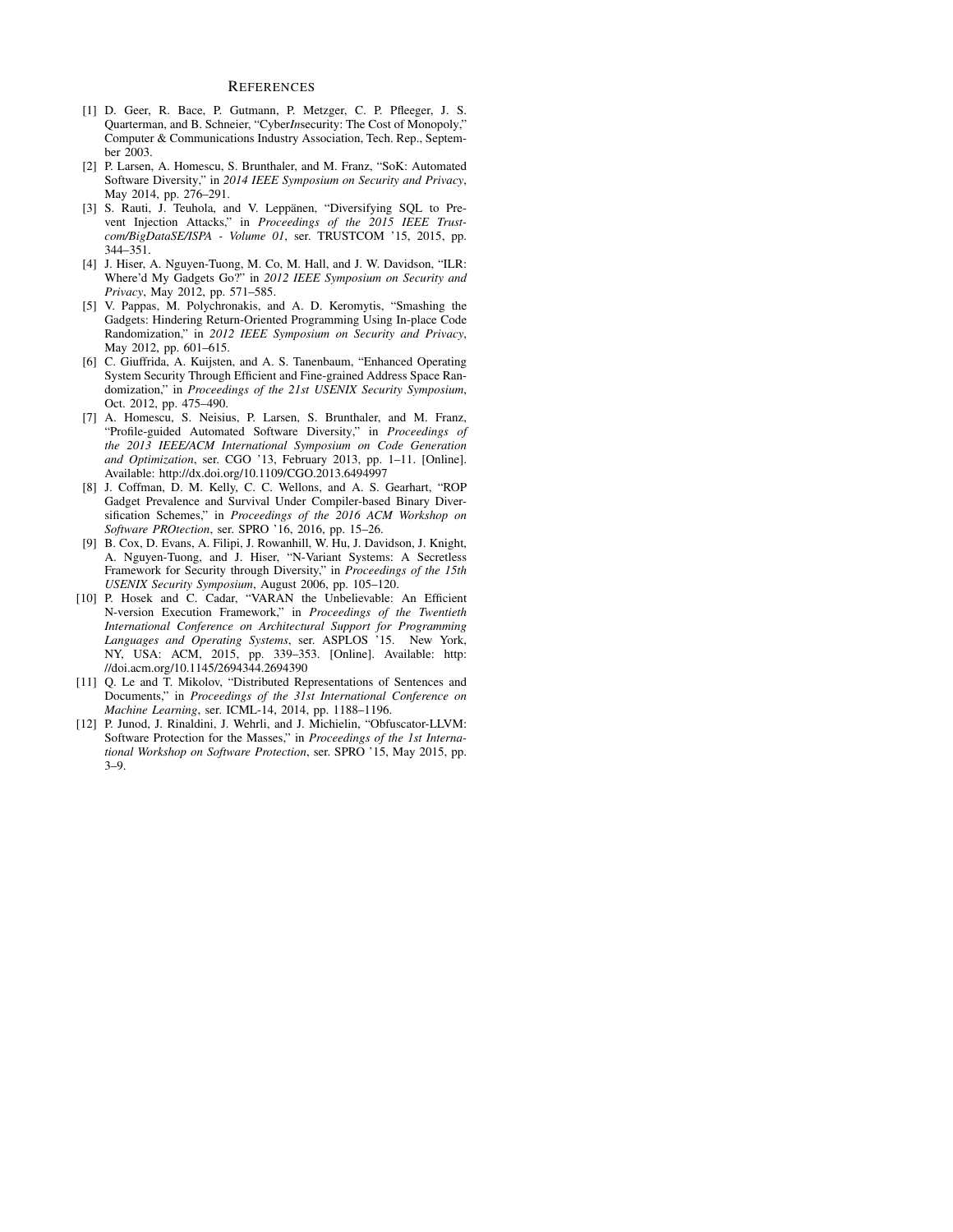# REFERENCES

[1] D. Geer, R. Bace, P. Gutmann, P. Metzger, C. P. Pfleeger, J. S. Quarterman, and B. Schneier, "Cyber*In*security: The Cost of Monopoly," Computer & Communications Industry Association, Tech. Rep., September 2003.

[2] P. Larsen, A. Homescu, S. Brunthaler, and M. Franz, "SoK: Automated Software Diversity," in *2014 IEEE Symposium on Security and Privacy*, May 2014, pp. 276–291.

[3] S. Rauti, J. Teuhola, and V. Leppänen, "Diversifying SQL to Prevent Injection Attacks," in *Proceedings of the 2015 IEEE Trustcom/BigDataSE/ISPA - Volume 01*, ser. TRUSTCOM '15, 2015, pp. 344–351.

[4] J. Hiser, A. Nguyen-Tuong, M. Co, M. Hall, and J. W. Davidson, "ILR: Where'd My Gadgets Go?" in *2012 IEEE Symposium on Security and Privacy*, May 2012, pp. 571–585.

[5] V. Pappas, M. Polychronakis, and A. D. Keromytis, "Smashing the Gadgets: Hindering Return-Oriented Programming Using In-place Code Randomization," in *2012 IEEE Symposium on Security and Privacy*, May 2012, pp. 601–615.

[6] C. Giuffrida, A. Kuijsten, and A. S. Tanenbaum, "Enhanced Operating System Security Through Efficient and Fine-grained Address Space Randomization," in *Proceedings of the 21st USENIX Security Symposium*, Oct. 2012, pp. 475–490.

[7] A. Homescu, S. Neisius, P. Larsen, S. Brunthaler, and M. Franz, "Profile-guided Automated Software Diversity," in *Proceedings of the 2013 IEEE/ACM International Symposium on Code Generation and Optimization*, ser. CGO '13, February 2013, pp. 1–11. [Online]. Available: http://dx.doi.org/10.1109/CGO.2013.6494997

[8] J. Coffman, D. M. Kelly, C. C. Wellons, and A. S. Gearhart, "ROP Gadget Prevalence and Survival Under Compiler-based Binary Diversification Schemes," in *Proceedings of the 2016 ACM Workshop on Software PROtection*, ser. SPRO '16, 2016, pp. 15–26.

[9] B. Cox, D. Evans, A. Filipi, J. Rowanhill, W. Hu, J. Davidson, J. Knight, A. Nguyen-Tuong, and J. Hiser, "N-Variant Systems: A Secretless Framework for Security through Diversity," in *Proceedings of the 15th USENIX Security Symposium*, August 2006, pp. 105–120.

[10] P. Hosek and C. Cadar, "VARAN the Unbelievable: An Efficient N-version Execution Framework," in *Proceedings of the Twentieth International Conference on Architectural Support for Programming Languages and Operating Systems*, ser. ASPLOS '15. New York, NY, USA: ACM, 2015, pp. 339–353. [Online]. Available: http://doi.acm.org/10.1145/2694344.2694390

[11] Q. Le and T. Mikolov, "Distributed Representations of Sentences and Documents," in *Proceedings of the 31st International Conference on Machine Learning*, ser. ICML-14, 2014, pp. 1188–1196.

[12] P. Junod, J. Rinaldini, J. Wehrli, and J. Michielin, "Obfuscator-LLVM: Software Protection for the Masses," in *Proceedings of the 1st International Workshop on Software Protection*, ser. SPRO '15, May 2015, pp. 3–9.